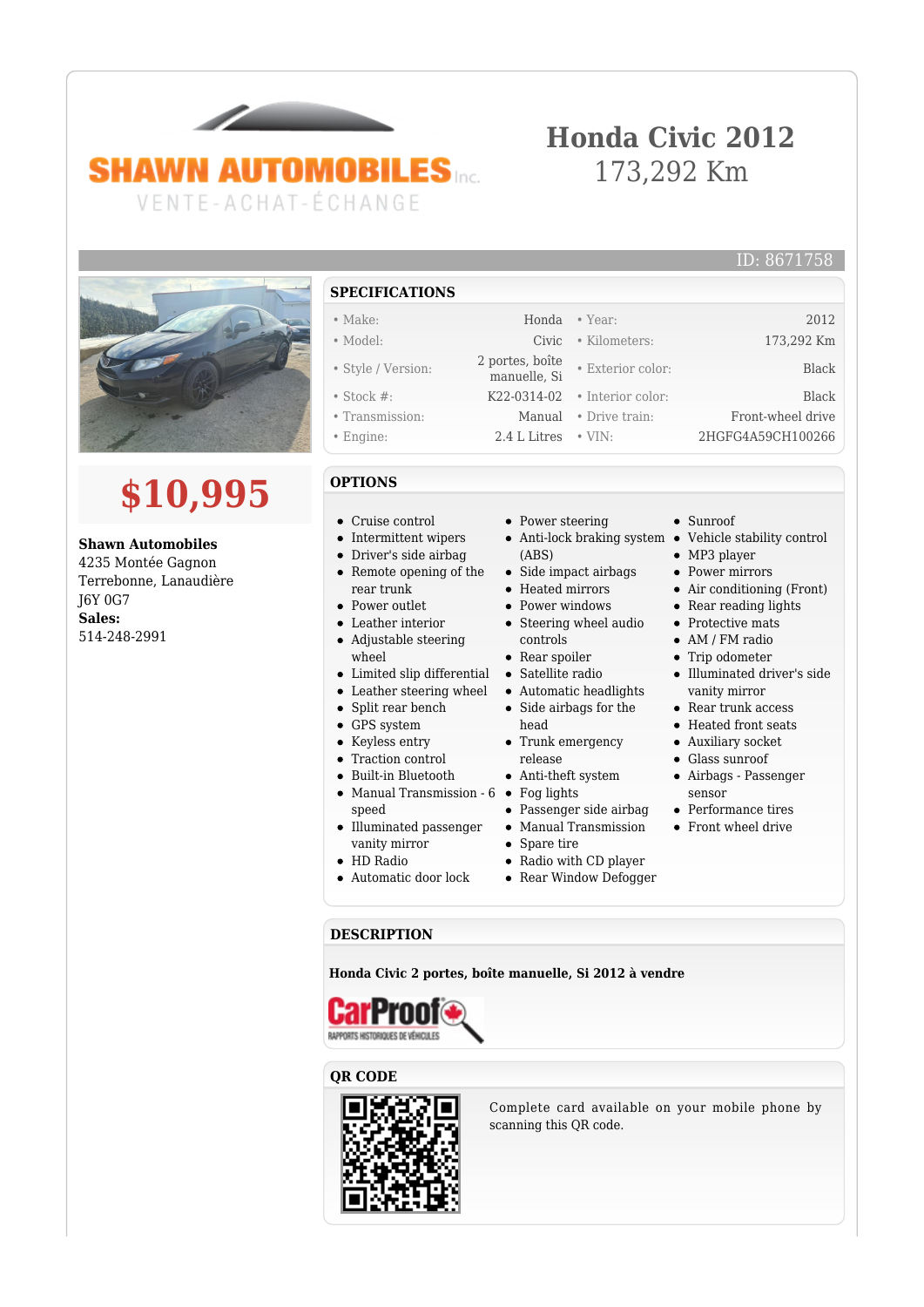SHAWN AUTOMOBILES Inc.

VENTE-ACHAT-ÉCHANGE

# Honda Civic 2012

173,292 Km

ID: 8671758

## $10,995

**Shawn Automobiles**
4235 Montée Gagnon
Terrebonne, Lanaudière
J6Y 0G7
**Sales:**
514-248-2991

## SPECIFICATIONS

| | | | |
|---|---|---|---|
| • Make: | Honda | • Year: | 2012 |
| • Model: | Civic | • Kilometers: | 173,292 Km |
| • Style / Version: | 2 portes, boîte manuelle, Si | • Exterior color: | Black |
| • Stock #: | K22-0314-02 | • Interior color: | Black |
| • Transmission: | Manual | • Drive train: | Front-wheel drive |
| • Engine: | 2.4 L Litres | • VIN: | 2HGFG4A59CH100266 |

## OPTIONS

- Cruise control
- Intermittent wipers
- Driver's side airbag
- Remote opening of the rear trunk
- Power outlet
- Leather interior
- Adjustable steering wheel
- Limited slip differential
- Leather steering wheel
- Split rear bench
- GPS system
- Keyless entry
- Traction control
- Built-in Bluetooth
- Manual Transmission - 6 speed
- Illuminated passenger vanity mirror
- HD Radio
- Automatic door lock
- Power steering
- Anti-lock braking system (ABS)
- Side impact airbags
- Heated mirrors
- Power windows
- Steering wheel audio controls
- Rear spoiler
- Satellite radio
- Automatic headlights
- Side airbags for the head
- Trunk emergency release
- Anti-theft system
- Fog lights
- Passenger side airbag
- Manual Transmission
- Spare tire
- Radio with CD player
- Rear Window Defogger
- Sunroof
- Vehicle stability control
- MP3 player
- Power mirrors
- Air conditioning (Front)
- Rear reading lights
- Protective mats
- AM / FM radio
- Trip odometer
- Illuminated driver's side vanity mirror
- Rear trunk access
- Heated front seats
- Auxiliary socket
- Glass sunroof
- Airbags - Passenger sensor
- Performance tires
- Front wheel drive

## DESCRIPTION

**Honda Civic 2 portes, boîte manuelle, Si 2012 à vendre**

CarProof RAPPORTS HISTORIQUES DE VÉHICULES

## QR CODE

Complete card available on your mobile phone by scanning this QR code.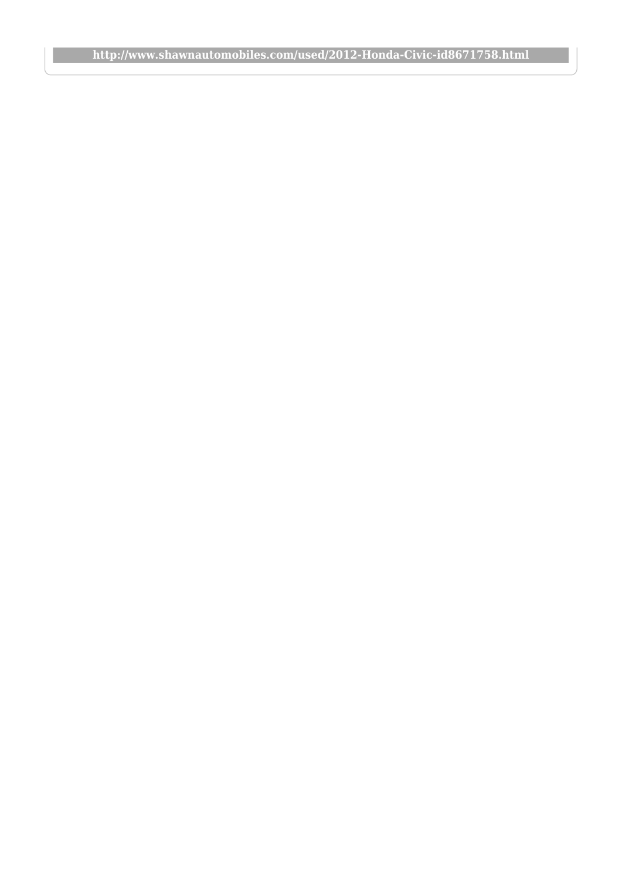**http://www.shawnautomobiles.com/used/2012-Honda-Civic-id8671758.html**